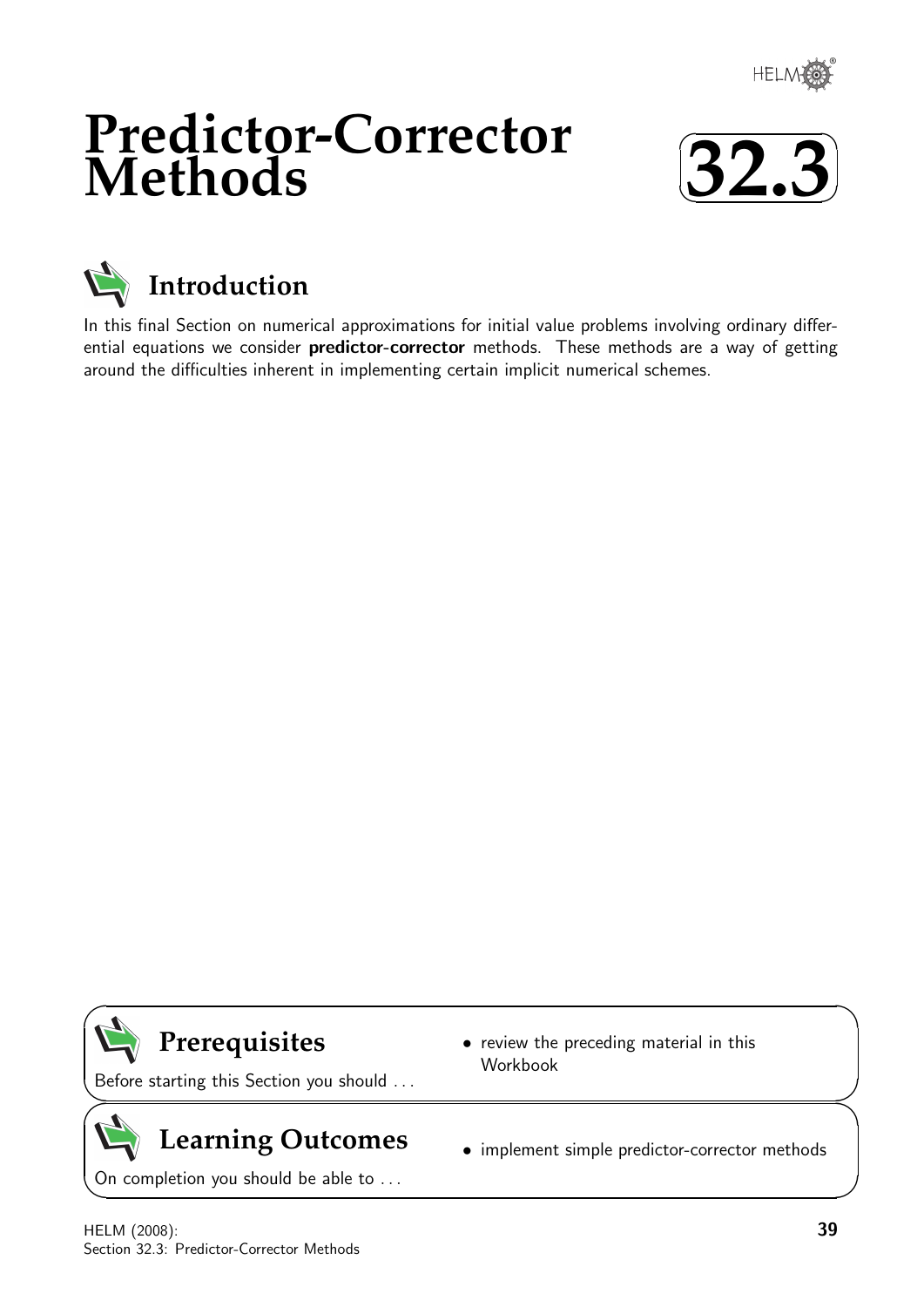# Predictor-Corrector Methods

# 32.3

## Introduction

In this final Section on numerical approximations for initial value problems involving ordinary differential equations we consider **predictor-corrector** methods. These methods are a way of getting around the difficulties inherent in implementing certain implicit numerical schemes.

## Prerequisites

Before starting this Section you should . . .

- review the preceding material in this Workbook

## Learning Outcomes

On completion you should be able to . . .

- implement simple predictor-corrector methods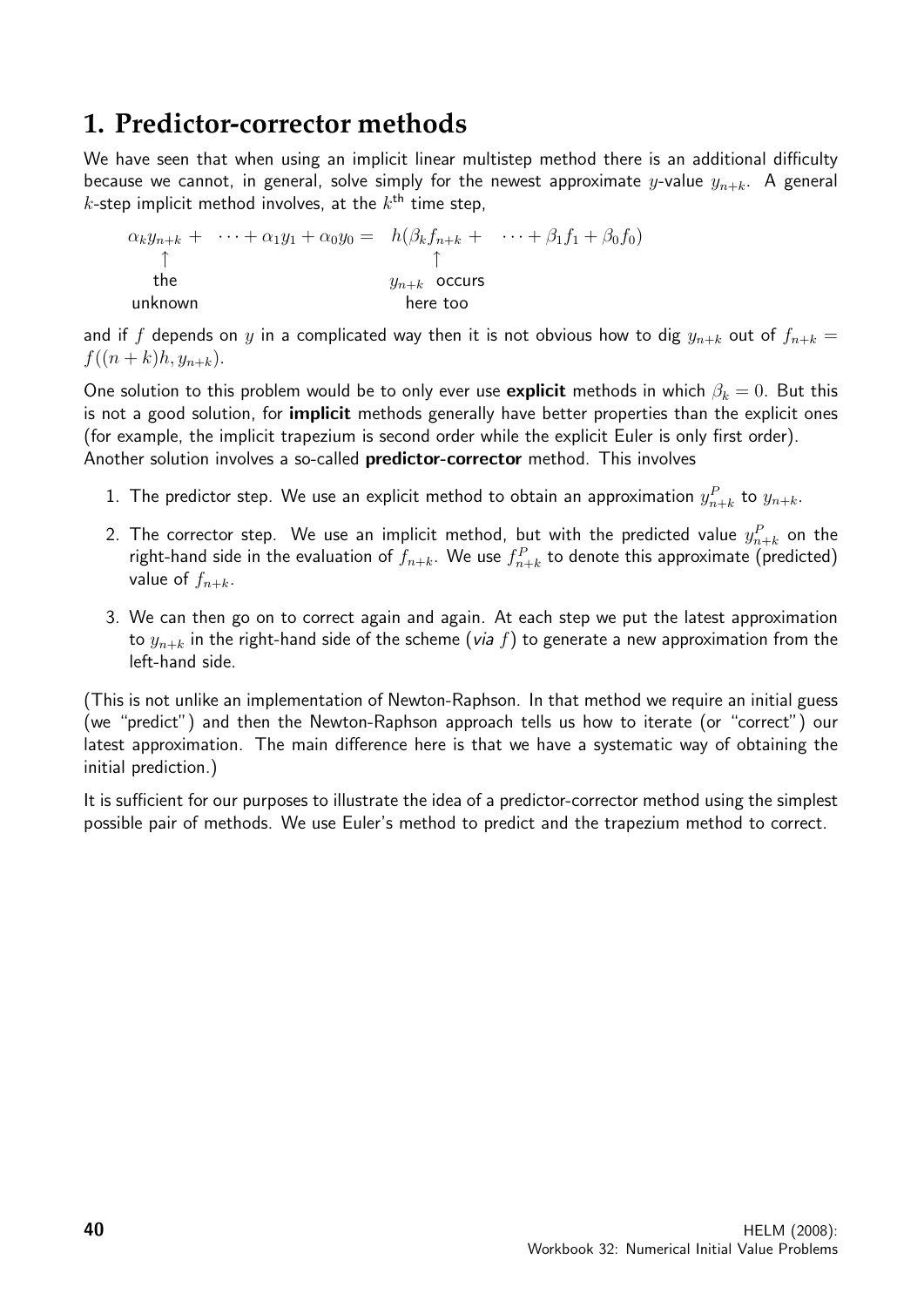## 1. Predictor-corrector methods

We have seen that when using an implicit linear multistep method there is an additional difficulty because we cannot, in general, solve simply for the newest approximate $y$-value $y_{n+k}$. A general $k$-step implicit method involves, at the $k^{\text{th}}$ time step,

$$\underset{\substack{\uparrow \\ \text{the} \\ \text{unknown}}}{\alpha_k y_{n+k}} + \cdots + \alpha_1 y_1 + \alpha_0 y_0 = h(\underset{\substack{\uparrow \\ y_{n+k} \text{ occurs} \\ \text{here too}}}{\beta_k f_{n+k}} + \cdots + \beta_1 f_1 + \beta_0 f_0)$$

and if $f$ depends on $y$ in a complicated way then it is not obvious how to dig $y_{n+k}$ out of $f_{n+k} = f((n+k)h, y_{n+k})$.

One solution to this problem would be to only ever use **explicit** methods in which $\beta_k = 0$. But this is not a good solution, for **implicit** methods generally have better properties than the explicit ones (for example, the implicit trapezium is second order while the explicit Euler is only first order). Another solution involves a so-called **predictor-corrector** method. This involves

1. The predictor step. We use an explicit method to obtain an approximation $y^P_{n+k}$ to $y_{n+k}$.
2. The corrector step. We use an implicit method, but with the predicted value $y^P_{n+k}$ on the right-hand side in the evaluation of $f_{n+k}$. We use $f^P_{n+k}$ to denote this approximate (predicted) value of $f_{n+k}$.
3. We can then go on to correct again and again. At each step we put the latest approximation to $y_{n+k}$ in the right-hand side of the scheme (*via* $f$) to generate a new approximation from the left-hand side.

(This is not unlike an implementation of Newton-Raphson. In that method we require an initial guess (we "predict") and then the Newton-Raphson approach tells us how to iterate (or "correct") our latest approximation. The main difference here is that we have a systematic way of obtaining the initial prediction.)

It is sufficient for our purposes to illustrate the idea of a predictor-corrector method using the simplest possible pair of methods. We use Euler's method to predict and the trapezium method to correct.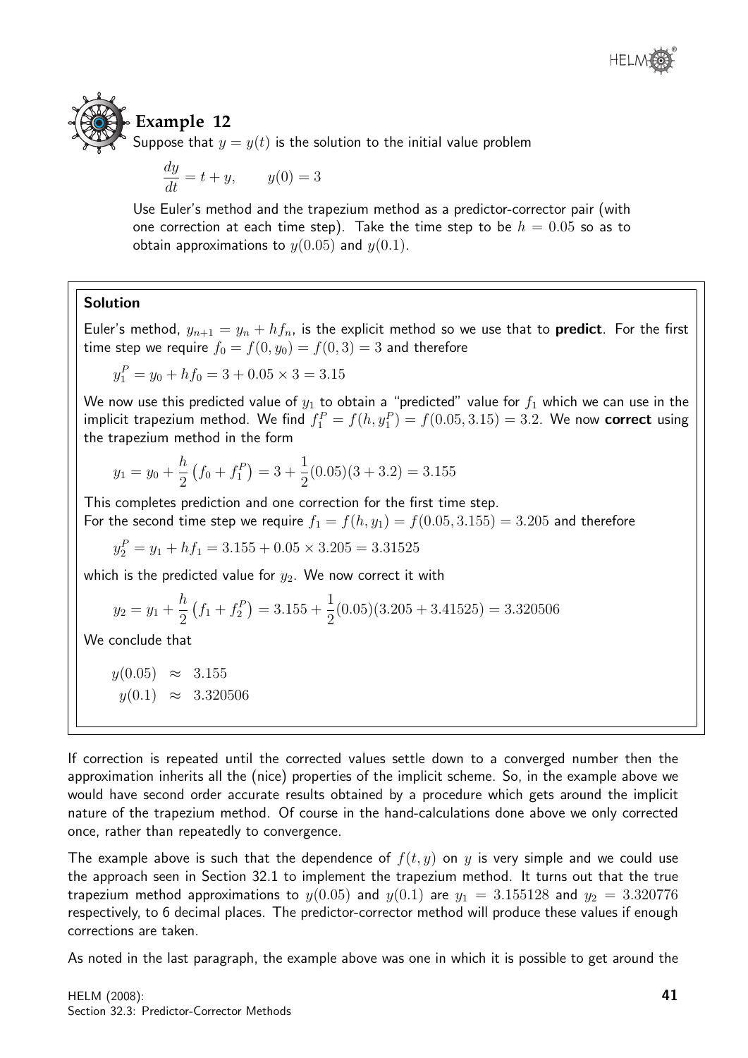## Example 12

Suppose that $y = y(t)$ is the solution to the initial value problem

$$\frac{dy}{dt} = t + y, \qquad y(0) = 3$$

Use Euler's method and the trapezium method as a predictor-corrector pair (with one correction at each time step). Take the time step to be $h = 0.05$ so as to obtain approximations to $y(0.05)$ and $y(0.1)$.

**Solution**

Euler's method, $y_{n+1} = y_n + hf_n$, is the explicit method so we use that to **predict**. For the first time step we require $f_0 = f(0, y_0) = f(0, 3) = 3$ and therefore

$$y_1^P = y_0 + hf_0 = 3 + 0.05 \times 3 = 3.15$$

We now use this predicted value of $y_1$ to obtain a "predicted" value for $f_1$ which we can use in the implicit trapezium method. We find $f_1^P = f(h, y_1^P) = f(0.05, 3.15) = 3.2$. We now **correct** using the trapezium method in the form

$$y_1 = y_0 + \frac{h}{2}\left(f_0 + f_1^P\right) = 3 + \frac{1}{2}(0.05)(3 + 3.2) = 3.155$$

This completes prediction and one correction for the first time step.
For the second time step we require $f_1 = f(h, y_1) = f(0.05, 3.155) = 3.205$ and therefore

$$y_2^P = y_1 + hf_1 = 3.155 + 0.05 \times 3.205 = 3.31525$$

which is the predicted value for $y_2$. We now correct it with

$$y_2 = y_1 + \frac{h}{2}\left(f_1 + f_2^P\right) = 3.155 + \frac{1}{2}(0.05)(3.205 + 3.41525) = 3.320506$$

We conclude that

$$\begin{aligned} y(0.05) &\approx 3.155 \\ y(0.1) &\approx 3.320506 \end{aligned}$$

If correction is repeated until the corrected values settle down to a converged number then the approximation inherits all the (nice) properties of the implicit scheme. So, in the example above we would have second order accurate results obtained by a procedure which gets around the implicit nature of the trapezium method. Of course in the hand-calculations done above we only corrected once, rather than repeatedly to convergence.

The example above is such that the dependence of $f(t, y)$ on $y$ is very simple and we could use the approach seen in Section 32.1 to implement the trapezium method. It turns out that the true trapezium method approximations to $y(0.05)$ and $y(0.1)$ are $y_1 = 3.155128$ and $y_2 = 3.320776$ respectively, to 6 decimal places. The predictor-corrector method will produce these values if enough corrections are taken.

As noted in the last paragraph, the example above was one in which it is possible to get around the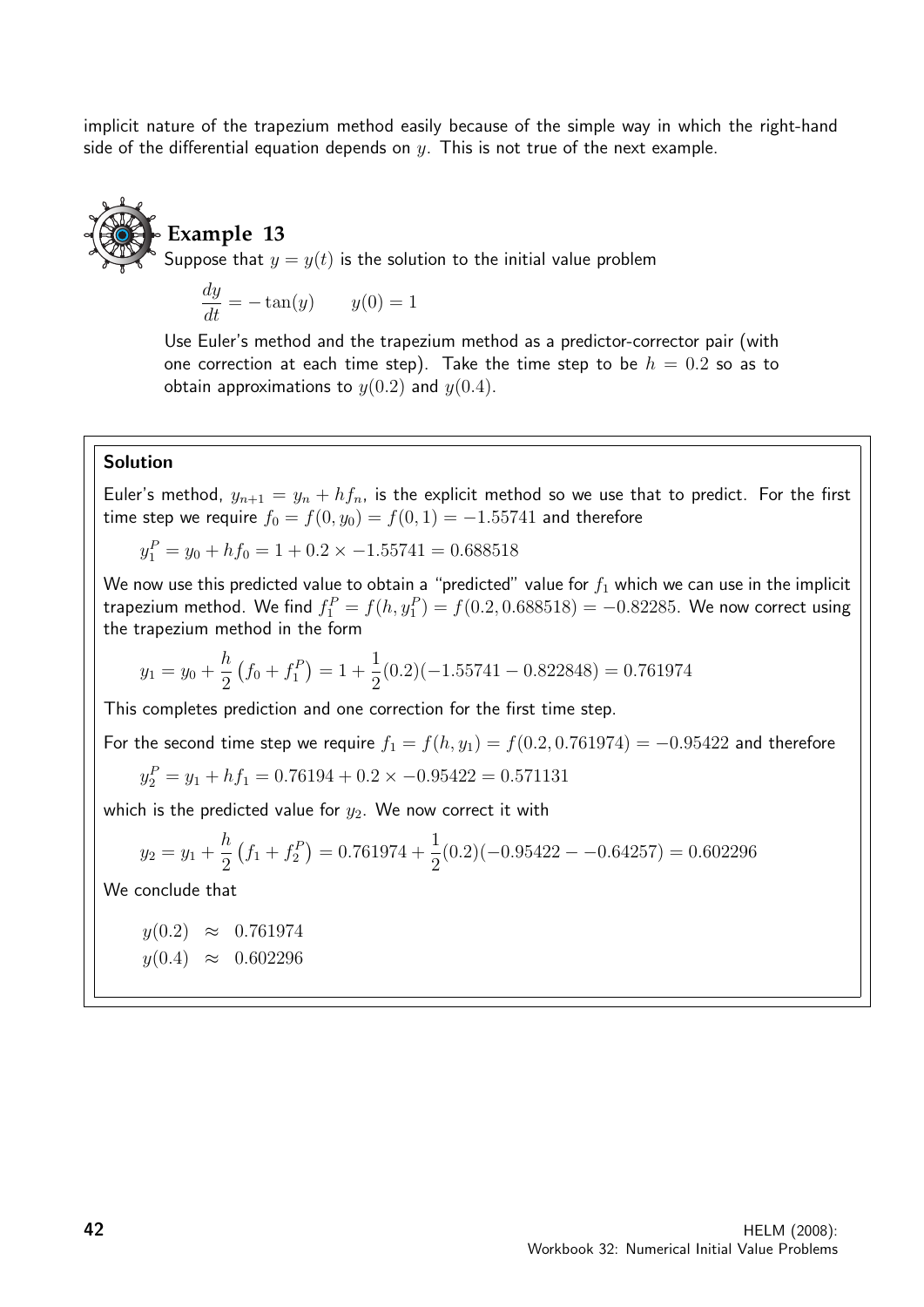implicit nature of the trapezium method easily because of the simple way in which the right-hand side of the differential equation depends on $y$. This is not true of the next example.

## Example 13

Suppose that $y = y(t)$ is the solution to the initial value problem

$$\frac{dy}{dt} = -\tan(y) \qquad y(0) = 1$$

Use Euler's method and the trapezium method as a predictor-corrector pair (with one correction at each time step). Take the time step to be $h = 0.2$ so as to obtain approximations to $y(0.2)$ and $y(0.4)$.

### Solution

Euler's method, $y_{n+1} = y_n + hf_n$, is the explicit method so we use that to predict. For the first time step we require $f_0 = f(0, y_0) = f(0, 1) = -1.55741$ and therefore

$$y_1^P = y_0 + hf_0 = 1 + 0.2 \times -1.55741 = 0.688518$$

We now use this predicted value to obtain a "predicted" value for $f_1$ which we can use in the implicit trapezium method. We find $f_1^P = f(h, y_1^P) = f(0.2, 0.688518) = -0.82285$. We now correct using the trapezium method in the form

$$y_1 = y_0 + \frac{h}{2}\left(f_0 + f_1^P\right) = 1 + \frac{1}{2}(0.2)(-1.55741 - 0.822848) = 0.761974$$

This completes prediction and one correction for the first time step.

For the second time step we require $f_1 = f(h, y_1) = f(0.2, 0.761974) = -0.95422$ and therefore

$$y_2^P = y_1 + hf_1 = 0.76194 + 0.2 \times -0.95422 = 0.571131$$

which is the predicted value for $y_2$. We now correct it with

$$y_2 = y_1 + \frac{h}{2}\left(f_1 + f_2^P\right) = 0.761974 + \frac{1}{2}(0.2)(-0.95422 - -0.64257) = 0.602296$$

We conclude that

$$\begin{aligned} y(0.2) &\approx 0.761974 \\ y(0.4) &\approx 0.602296 \end{aligned}$$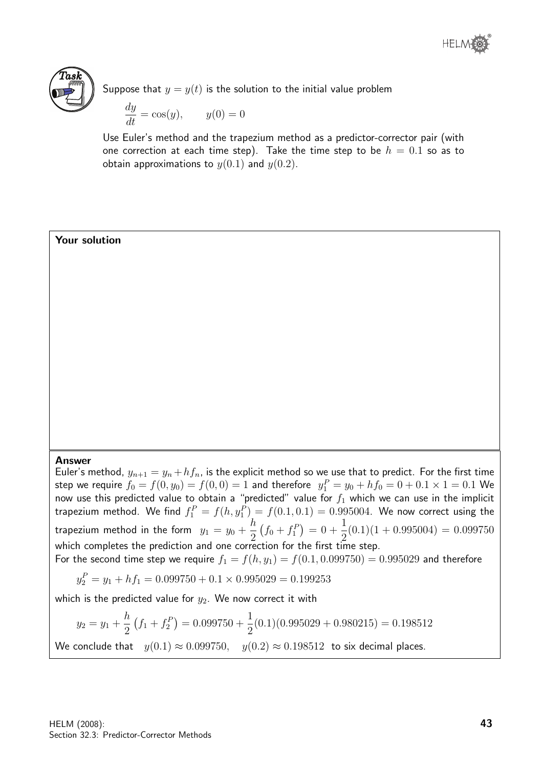**Task**

Suppose that $y = y(t)$ is the solution to the initial value problem

$$\frac{dy}{dt} = \cos(y), \qquad y(0) = 0$$

Use Euler's method and the trapezium method as a predictor-corrector pair (with one correction at each time step). Take the time step to be $h = 0.1$ so as to obtain approximations to $y(0.1)$ and $y(0.2)$.

**Your solution**

**Answer**

Euler's method, $y_{n+1} = y_n + hf_n$, is the explicit method so we use that to predict. For the first time step we require $f_0 = f(0, y_0) = f(0, 0) = 1$ and therefore $y_1^P = y_0 + hf_0 = 0 + 0.1 \times 1 = 0.1$ We now use this predicted value to obtain a "predicted" value for $f_1$ which we can use in the implicit trapezium method. We find $f_1^P = f(h, y_1^P) = f(0.1, 0.1) = 0.995004$. We now correct using the trapezium method in the form $y_1 = y_0 + \dfrac{h}{2}\left(f_0 + f_1^P\right) = 0 + \dfrac{1}{2}(0.1)(1 + 0.995004) = 0.099750$ which completes the prediction and one correction for the first time step.

For the second time step we require $f_1 = f(h, y_1) = f(0.1, 0.099750) = 0.995029$ and therefore

$$y_2^P = y_1 + hf_1 = 0.099750 + 0.1 \times 0.995029 = 0.199253$$

which is the predicted value for $y_2$. We now correct it with

$$y_2 = y_1 + \frac{h}{2}\left(f_1 + f_2^P\right) = 0.099750 + \frac{1}{2}(0.1)(0.995029 + 0.980215) = 0.198512$$

We conclude that $y(0.1) \approx 0.099750, \quad y(0.2) \approx 0.198512$ to six decimal places.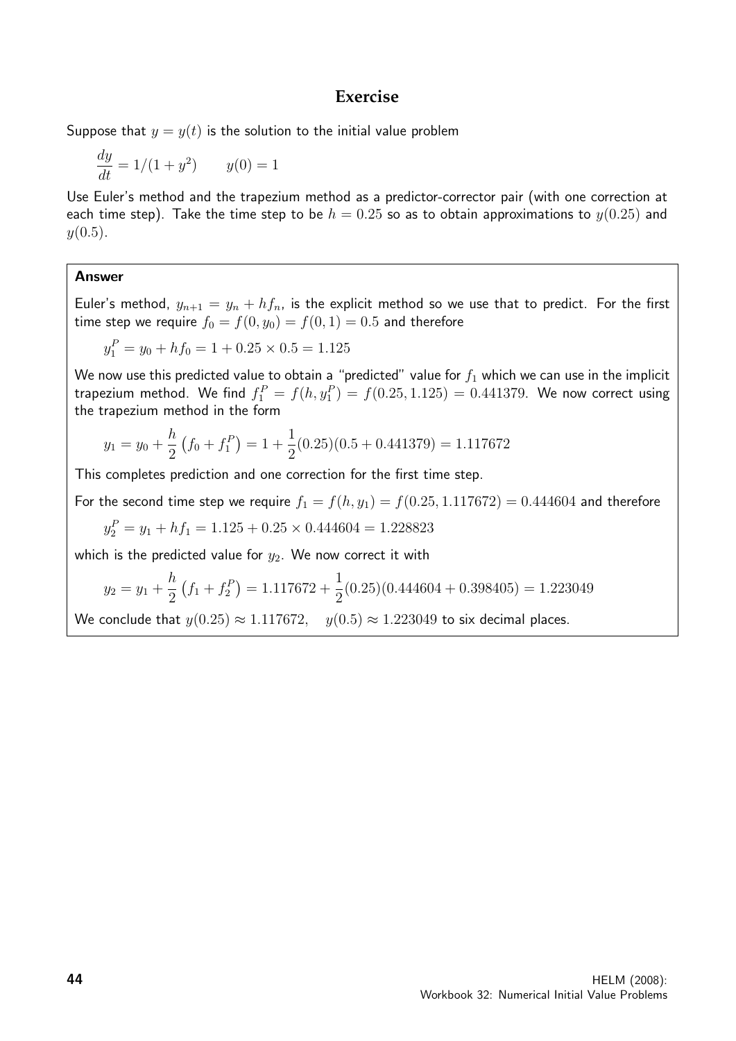# Exercise

Suppose that $y = y(t)$ is the solution to the initial value problem

$$\frac{dy}{dt} = 1/(1+y^2) \qquad y(0) = 1$$

Use Euler's method and the trapezium method as a predictor-corrector pair (with one correction at each time step). Take the time step to be $h = 0.25$ so as to obtain approximations to $y(0.25)$ and $y(0.5)$.

**Answer**

Euler's method, $y_{n+1} = y_n + hf_n$, is the explicit method so we use that to predict. For the first time step we require $f_0 = f(0, y_0) = f(0, 1) = 0.5$ and therefore

$$y_1^P = y_0 + hf_0 = 1 + 0.25 \times 0.5 = 1.125$$

We now use this predicted value to obtain a "predicted" value for $f_1$ which we can use in the implicit trapezium method. We find $f_1^P = f(h, y_1^P) = f(0.25, 1.125) = 0.441379$. We now correct using the trapezium method in the form

$$y_1 = y_0 + \frac{h}{2}\left(f_0 + f_1^P\right) = 1 + \frac{1}{2}(0.25)(0.5 + 0.441379) = 1.117672$$

This completes prediction and one correction for the first time step.

For the second time step we require $f_1 = f(h, y_1) = f(0.25, 1.117672) = 0.444604$ and therefore

$$y_2^P = y_1 + hf_1 = 1.125 + 0.25 \times 0.444604 = 1.228823$$

which is the predicted value for $y_2$. We now correct it with

$$y_2 = y_1 + \frac{h}{2}\left(f_1 + f_2^P\right) = 1.117672 + \frac{1}{2}(0.25)(0.444604 + 0.398405) = 1.223049$$

We conclude that $y(0.25) \approx 1.117672, \quad y(0.5) \approx 1.223049$ to six decimal places.